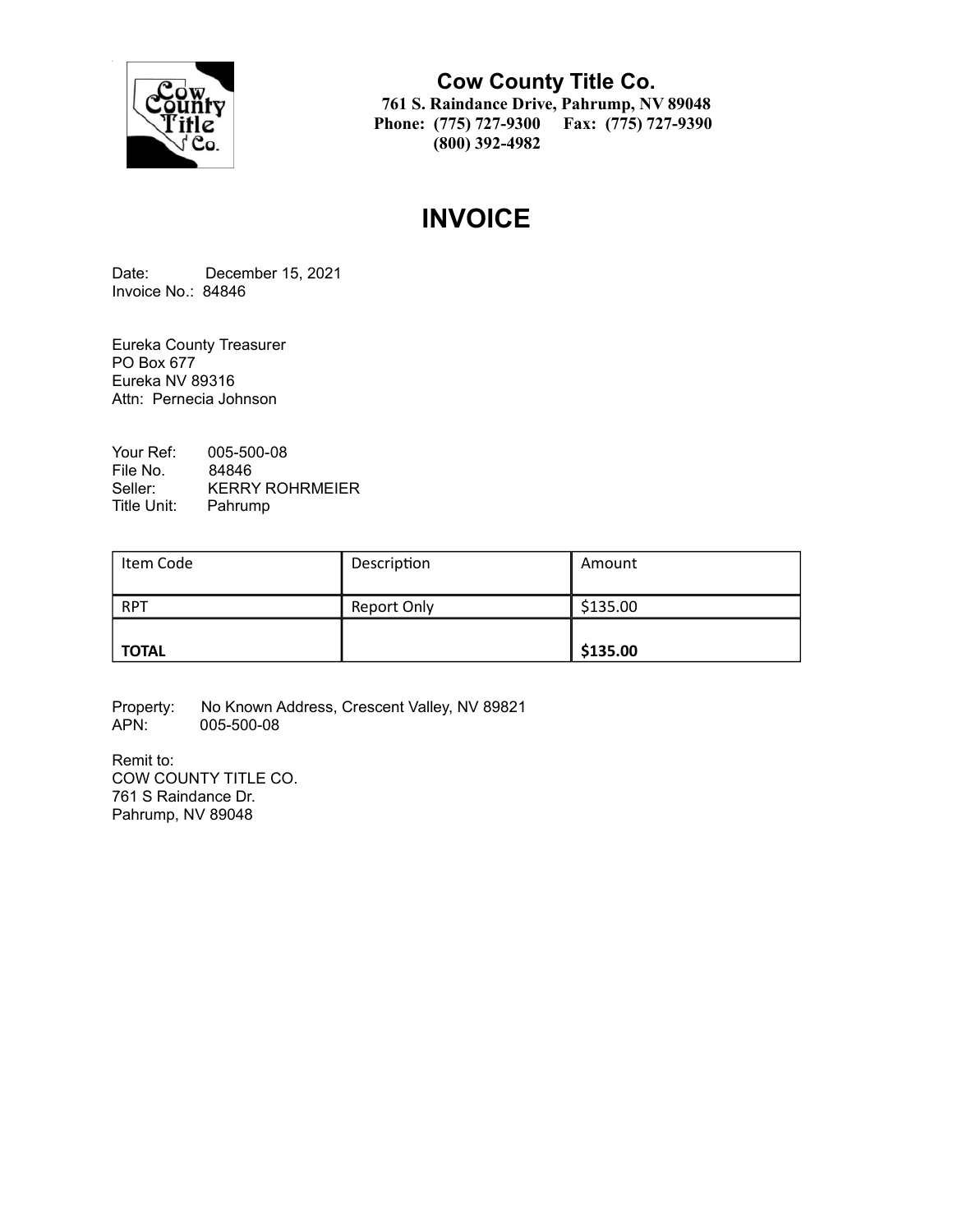**Cow County Title Co.**
**761 S. Raindance Drive, Pahrump, NV 89048**
**Phone: (775) 727-9300 Fax: (775) 727-9390**
**(800) 392-4982**

# INVOICE

Date: December 15, 2021
Invoice No.: 84846

Eureka County Treasurer
PO Box 677
Eureka NV 89316
Attn: Pernecia Johnson

Your Ref: 005-500-08
File No. 84846
Seller: KERRY ROHRMEIER
Title Unit: Pahrump

| Item Code | Description | Amount |
|---|---|---|
| RPT | Report Only | $135.00 |
| **TOTAL** | | **$135.00** |

Property: No Known Address, Crescent Valley, NV 89821
APN: 005-500-08

Remit to:
COW COUNTY TITLE CO.
761 S Raindance Dr.
Pahrump, NV 89048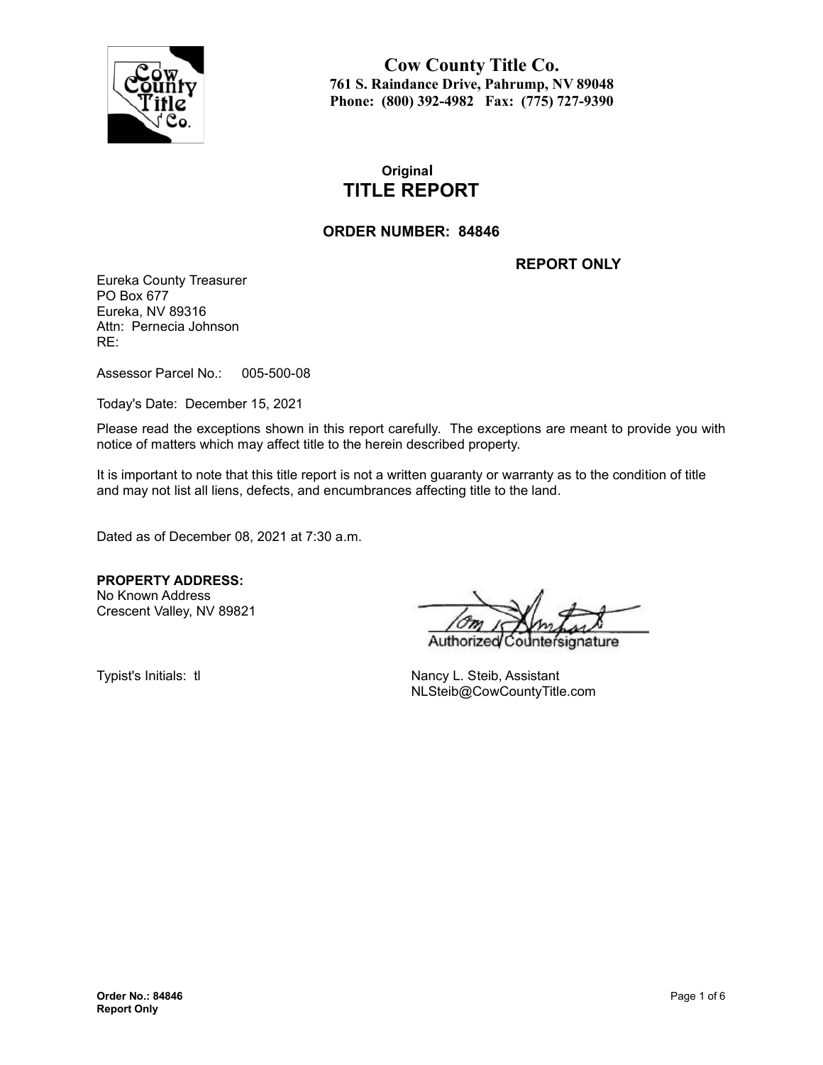**Cow County Title Co.**
**761 S. Raindance Drive, Pahrump, NV 89048**
**Phone: (800) 392-4982 Fax: (775) 727-9390**

**Original**

# TITLE REPORT

## ORDER NUMBER: 84846

**REPORT ONLY**

Eureka County Treasurer
PO Box 677
Eureka, NV 89316
Attn: Pernecia Johnson
RE:

Assessor Parcel No.: 005-500-08

Today's Date: December 15, 2021

Please read the exceptions shown in this report carefully. The exceptions are meant to provide you with notice of matters which may affect title to the herein described property.

It is important to note that this title report is not a written guaranty or warranty as to the condition of title and may not list all liens, defects, and encumbrances affecting title to the land.

Dated as of December 08, 2021 at 7:30 a.m.

**PROPERTY ADDRESS:**
No Known Address
Crescent Valley, NV 89821

Authorized Countersignature

Typist's Initials: tl

Nancy L. Steib, Assistant
NLSteib@CowCountyTitle.com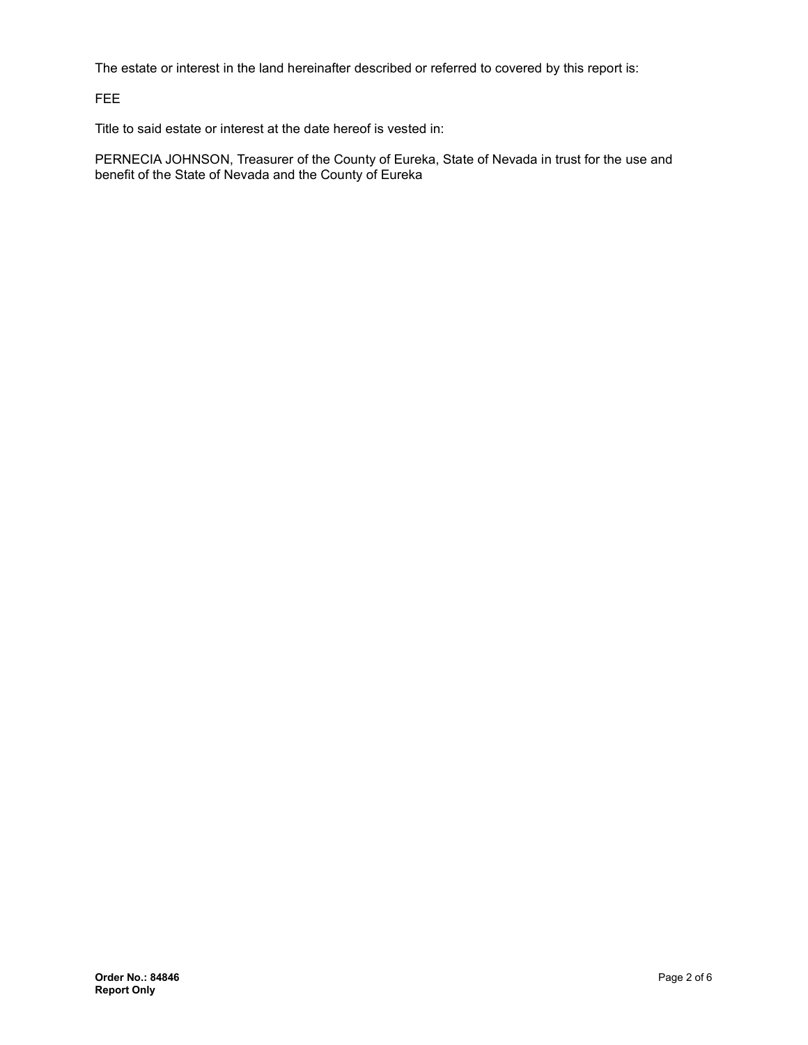The estate or interest in the land hereinafter described or referred to covered by this report is:

FEE

Title to said estate or interest at the date hereof is vested in:

PERNECIA JOHNSON, Treasurer of the County of Eureka, State of Nevada in trust for the use and benefit of the State of Nevada and the County of Eureka

**Order No.: 84846**
**Report Only**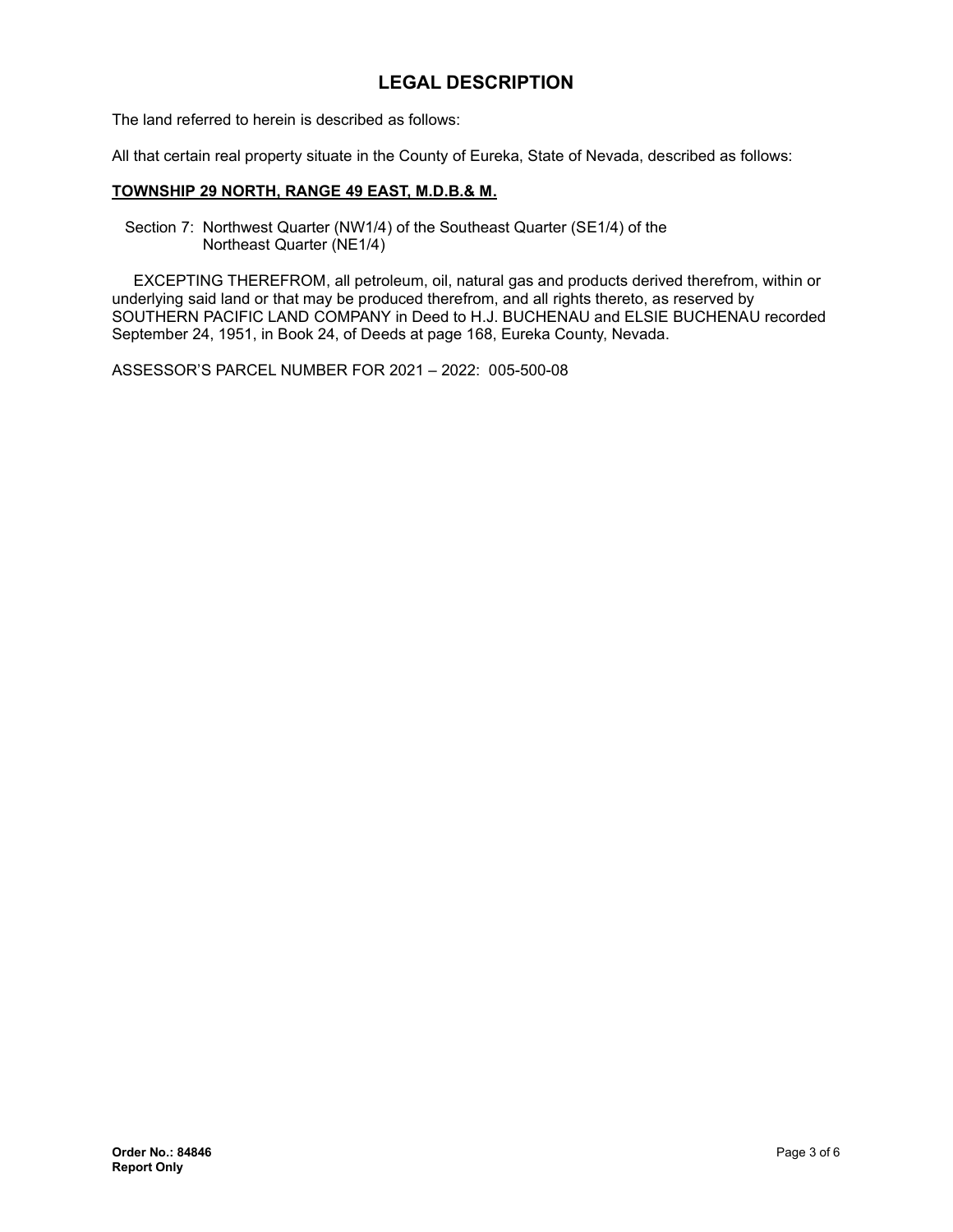# LEGAL DESCRIPTION

The land referred to herein is described as follows:

All that certain real property situate in the County of Eureka, State of Nevada, described as follows:

**TOWNSHIP 29 NORTH, RANGE 49 EAST, M.D.B.& M.**

Section 7: Northwest Quarter (NW1/4) of the Southeast Quarter (SE1/4) of the Northeast Quarter (NE1/4)

EXCEPTING THEREFROM, all petroleum, oil, natural gas and products derived therefrom, within or underlying said land or that may be produced therefrom, and all rights thereto, as reserved by SOUTHERN PACIFIC LAND COMPANY in Deed to H.J. BUCHENAU and ELSIE BUCHENAU recorded September 24, 1951, in Book 24, of Deeds at page 168, Eureka County, Nevada.

ASSESSOR'S PARCEL NUMBER FOR 2021 – 2022: 005-500-08

**Order No.: 84846**
**Report Only**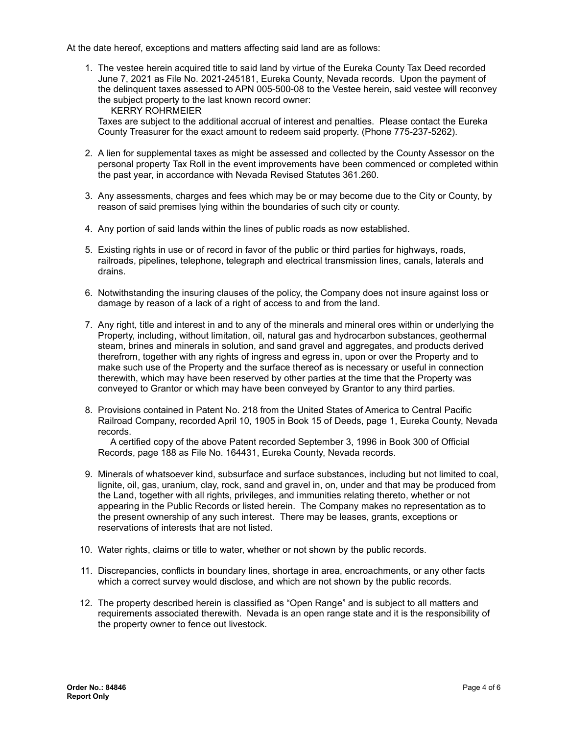At the date hereof, exceptions and matters affecting said land are as follows:

1. The vestee herein acquired title to said land by virtue of the Eureka County Tax Deed recorded June 7, 2021 as File No. 2021-245181, Eureka County, Nevada records. Upon the payment of the delinquent taxes assessed to APN 005-500-08 to the Vestee herein, said vestee will reconvey the subject property to the last known record owner:
   KERRY ROHRMEIER
   Taxes are subject to the additional accrual of interest and penalties. Please contact the Eureka County Treasurer for the exact amount to redeem said property. (Phone 775-237-5262).

2. A lien for supplemental taxes as might be assessed and collected by the County Assessor on the personal property Tax Roll in the event improvements have been commenced or completed within the past year, in accordance with Nevada Revised Statutes 361.260.

3. Any assessments, charges and fees which may be or may become due to the City or County, by reason of said premises lying within the boundaries of such city or county.

4. Any portion of said lands within the lines of public roads as now established.

5. Existing rights in use or of record in favor of the public or third parties for highways, roads, railroads, pipelines, telephone, telegraph and electrical transmission lines, canals, laterals and drains.

6. Notwithstanding the insuring clauses of the policy, the Company does not insure against loss or damage by reason of a lack of a right of access to and from the land.

7. Any right, title and interest in and to any of the minerals and mineral ores within or underlying the Property, including, without limitation, oil, natural gas and hydrocarbon substances, geothermal steam, brines and minerals in solution, and sand gravel and aggregates, and products derived therefrom, together with any rights of ingress and egress in, upon or over the Property and to make such use of the Property and the surface thereof as is necessary or useful in connection therewith, which may have been reserved by other parties at the time that the Property was conveyed to Grantor or which may have been conveyed by Grantor to any third parties.

8. Provisions contained in Patent No. 218 from the United States of America to Central Pacific Railroad Company, recorded April 10, 1905 in Book 15 of Deeds, page 1, Eureka County, Nevada records.
   A certified copy of the above Patent recorded September 3, 1996 in Book 300 of Official Records, page 188 as File No. 164431, Eureka County, Nevada records.

9. Minerals of whatsoever kind, subsurface and surface substances, including but not limited to coal, lignite, oil, gas, uranium, clay, rock, sand and gravel in, on, under and that may be produced from the Land, together with all rights, privileges, and immunities relating thereto, whether or not appearing in the Public Records or listed herein. The Company makes no representation as to the present ownership of any such interest. There may be leases, grants, exceptions or reservations of interests that are not listed.

10. Water rights, claims or title to water, whether or not shown by the public records.

11. Discrepancies, conflicts in boundary lines, shortage in area, encroachments, or any other facts which a correct survey would disclose, and which are not shown by the public records.

12. The property described herein is classified as "Open Range" and is subject to all matters and requirements associated therewith. Nevada is an open range state and it is the responsibility of the property owner to fence out livestock.

**Order No.: 84846**
**Report Only**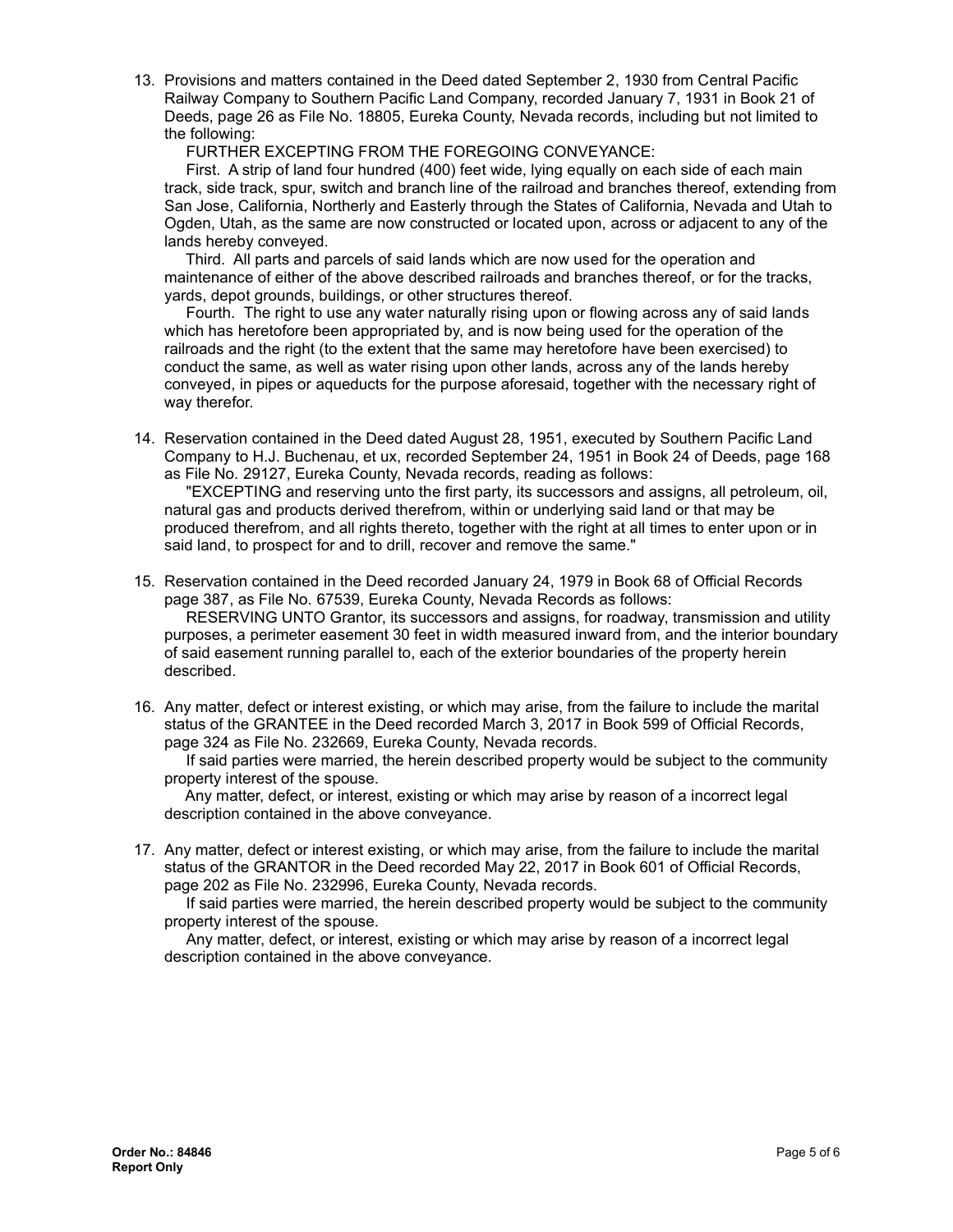13. Provisions and matters contained in the Deed dated September 2, 1930 from Central Pacific Railway Company to Southern Pacific Land Company, recorded January 7, 1931 in Book 21 of Deeds, page 26 as File No. 18805, Eureka County, Nevada records, including but not limited to the following:

    FURTHER EXCEPTING FROM THE FOREGOING CONVEYANCE:

    First. A strip of land four hundred (400) feet wide, lying equally on each side of each main track, side track, spur, switch and branch line of the railroad and branches thereof, extending from San Jose, California, Northerly and Easterly through the States of California, Nevada and Utah to Ogden, Utah, as the same are now constructed or located upon, across or adjacent to any of the lands hereby conveyed.

    Third. All parts and parcels of said lands which are now used for the operation and maintenance of either of the above described railroads and branches thereof, or for the tracks, yards, depot grounds, buildings, or other structures thereof.

    Fourth. The right to use any water naturally rising upon or flowing across any of said lands which has heretofore been appropriated by, and is now being used for the operation of the railroads and the right (to the extent that the same may heretofore have been exercised) to conduct the same, as well as water rising upon other lands, across any of the lands hereby conveyed, in pipes or aqueducts for the purpose aforesaid, together with the necessary right of way therefor.

14. Reservation contained in the Deed dated August 28, 1951, executed by Southern Pacific Land Company to H.J. Buchenau, et ux, recorded September 24, 1951 in Book 24 of Deeds, page 168 as File No. 29127, Eureka County, Nevada records, reading as follows:

    "EXCEPTING and reserving unto the first party, its successors and assigns, all petroleum, oil, natural gas and products derived therefrom, within or underlying said land or that may be produced therefrom, and all rights thereto, together with the right at all times to enter upon or in said land, to prospect for and to drill, recover and remove the same."

15. Reservation contained in the Deed recorded January 24, 1979 in Book 68 of Official Records page 387, as File No. 67539, Eureka County, Nevada Records as follows:

    RESERVING UNTO Grantor, its successors and assigns, for roadway, transmission and utility purposes, a perimeter easement 30 feet in width measured inward from, and the interior boundary of said easement running parallel to, each of the exterior boundaries of the property herein described.

16. Any matter, defect or interest existing, or which may arise, from the failure to include the marital status of the GRANTEE in the Deed recorded March 3, 2017 in Book 599 of Official Records, page 324 as File No. 232669, Eureka County, Nevada records.

    If said parties were married, the herein described property would be subject to the community property interest of the spouse.

    Any matter, defect, or interest, existing or which may arise by reason of a incorrect legal description contained in the above conveyance.

17. Any matter, defect or interest existing, or which may arise, from the failure to include the marital status of the GRANTOR in the Deed recorded May 22, 2017 in Book 601 of Official Records, page 202 as File No. 232996, Eureka County, Nevada records.

    If said parties were married, the herein described property would be subject to the community property interest of the spouse.

    Any matter, defect, or interest, existing or which may arise by reason of a incorrect legal description contained in the above conveyance.

**Order No.: 84846**
**Report Only**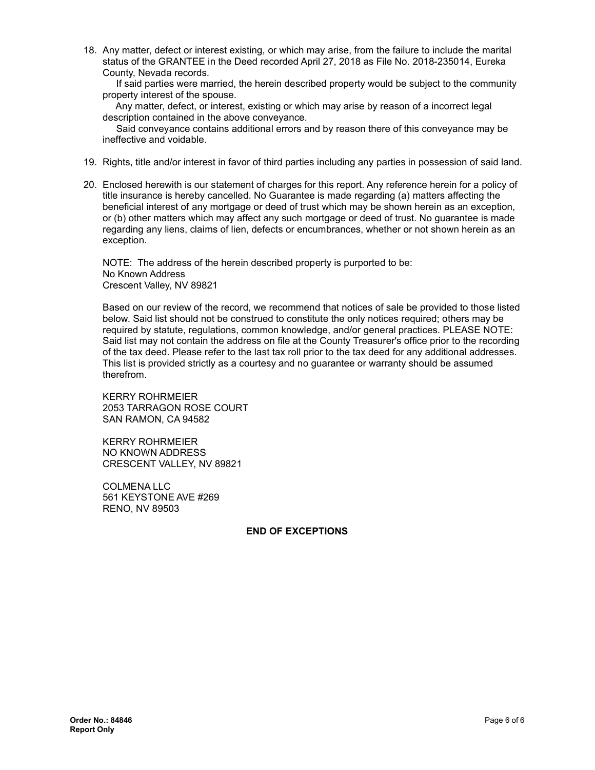18. Any matter, defect or interest existing, or which may arise, from the failure to include the marital status of the GRANTEE in the Deed recorded April 27, 2018 as File No. 2018-235014, Eureka County, Nevada records.

    If said parties were married, the herein described property would be subject to the community property interest of the spouse.

    Any matter, defect, or interest, existing or which may arise by reason of a incorrect legal description contained in the above conveyance.

    Said conveyance contains additional errors and by reason there of this conveyance may be ineffective and voidable.

19. Rights, title and/or interest in favor of third parties including any parties in possession of said land.

20. Enclosed herewith is our statement of charges for this report. Any reference herein for a policy of title insurance is hereby cancelled. No Guarantee is made regarding (a) matters affecting the beneficial interest of any mortgage or deed of trust which may be shown herein as an exception, or (b) other matters which may affect any such mortgage or deed of trust. No guarantee is made regarding any liens, claims of lien, defects or encumbrances, whether or not shown herein as an exception.

    NOTE: The address of the herein described property is purported to be:
    No Known Address
    Crescent Valley, NV 89821

    Based on our review of the record, we recommend that notices of sale be provided to those listed below. Said list should not be construed to constitute the only notices required; others may be required by statute, regulations, common knowledge, and/or general practices. PLEASE NOTE: Said list may not contain the address on file at the County Treasurer's office prior to the recording of the tax deed. Please refer to the last tax roll prior to the tax deed for any additional addresses. This list is provided strictly as a courtesy and no guarantee or warranty should be assumed therefrom.

    KERRY ROHRMEIER
    2053 TARRAGON ROSE COURT
    SAN RAMON, CA 94582

    KERRY ROHRMEIER
    NO KNOWN ADDRESS
    CRESCENT VALLEY, NV 89821

    COLMENA LLC
    561 KEYSTONE AVE #269
    RENO, NV 89503

**END OF EXCEPTIONS**

**Order No.: 84846**
**Report Only**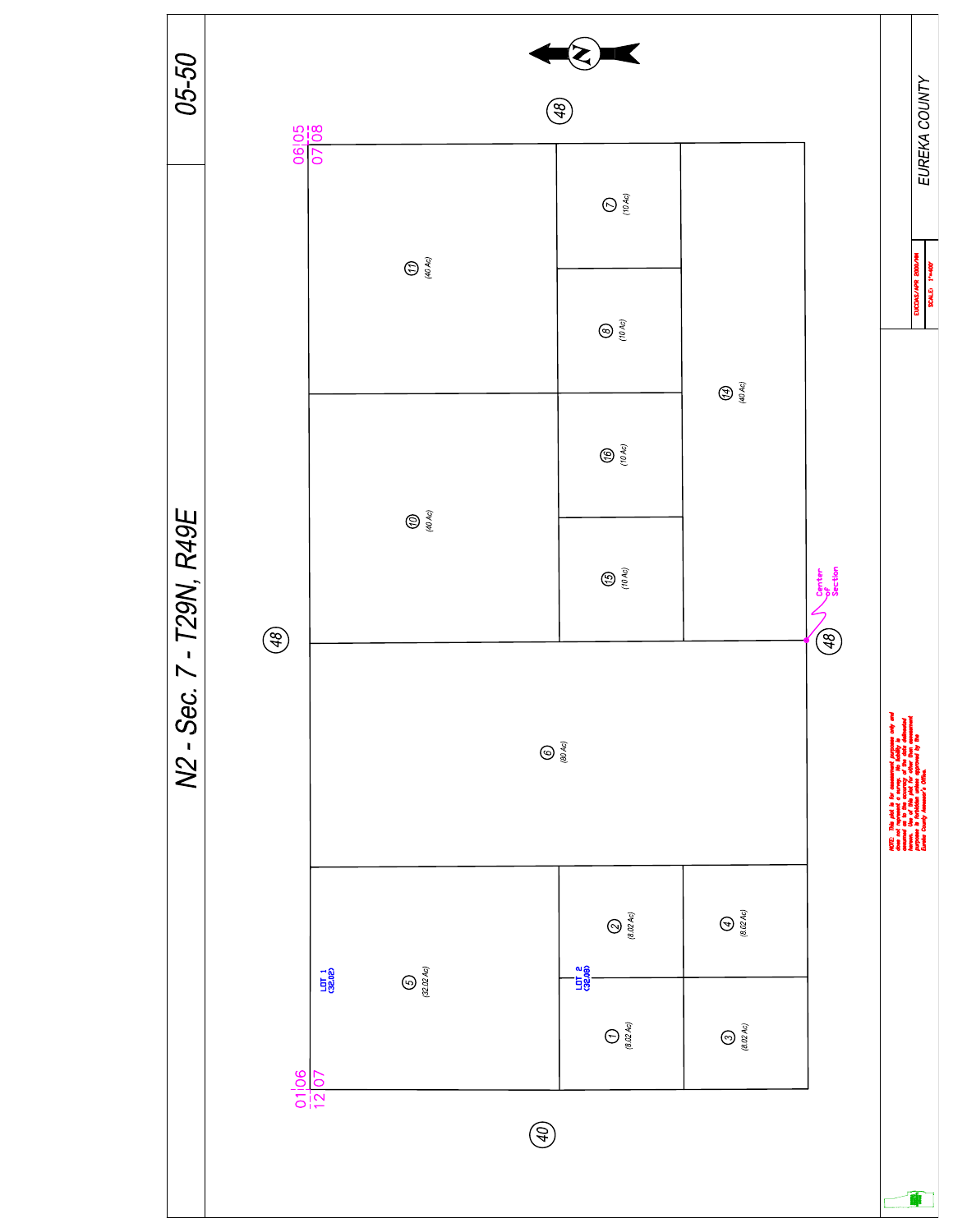# N2 - Sec. 7 - T29N, R49E

05-50

EUREKA COUNTY

EUCDAS/APR 2008/MH

SCALE: 1"=400'

06|05
07|08

01|06
12|07

48

40

Center of Section

⑪ (40 Ac)

⑩ (40 Ac)

⑦ (10 Ac)

⑧ (10 Ac)

⑯ (10 Ac)

⑮ (10 Ac)

⑭ (40 Ac)

⑥ (80 Ac)

LOT 1 (32.02)

⑤ (32.02 Ac)

LOT 2 (32.08)

② (8.02 Ac)

① (8.02 Ac)

④ (8.02 Ac)

③ (8.02 Ac)

NOTE: This plat is for assessment purposes only and does not represent a survey. No liability is assumed as to the accuracy of the data delineated hereon. Use of this plat for other than assessment purposes is forbidden unless approved by the Eureka County Assessor's Office.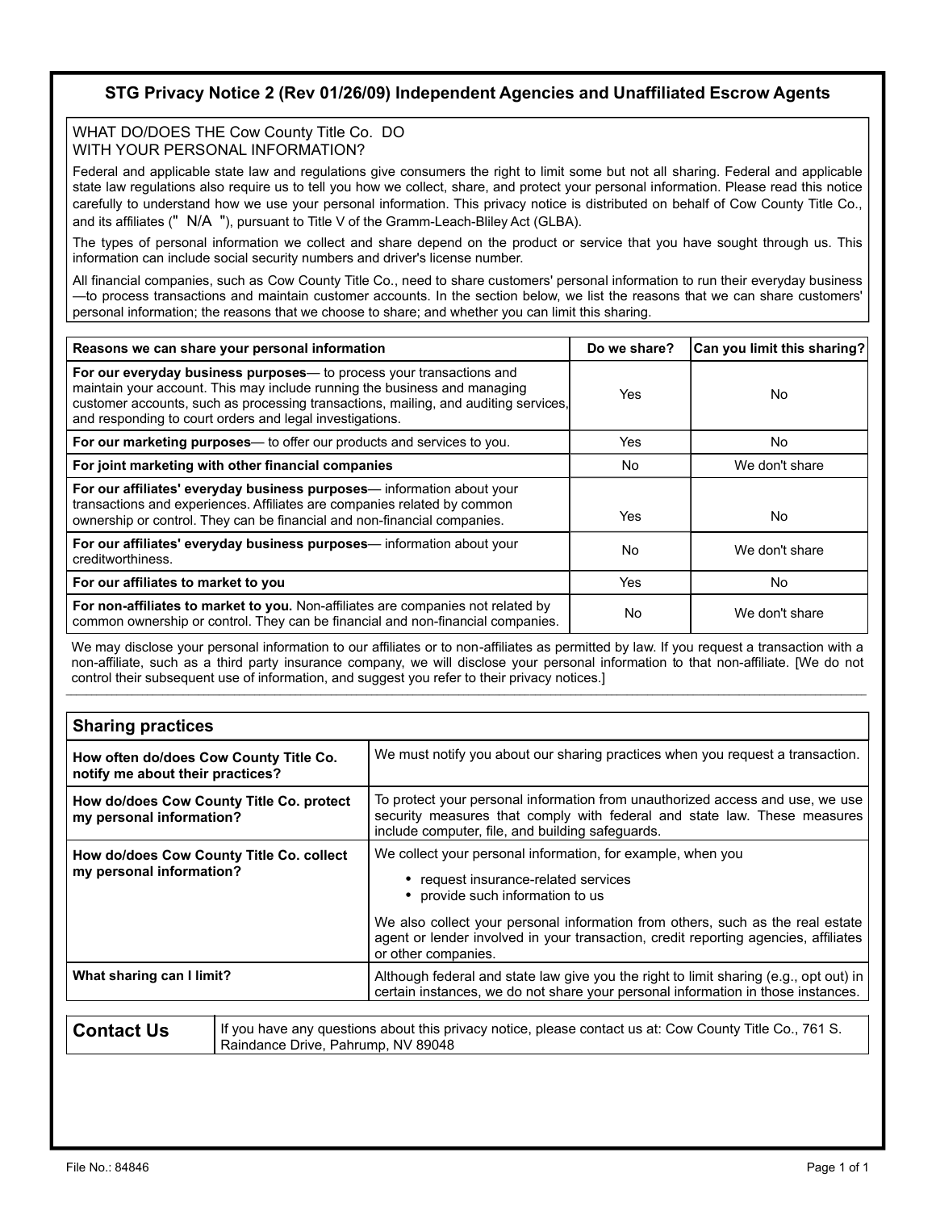# STG Privacy Notice 2 (Rev 01/26/09) Independent Agencies and Unaffiliated Escrow Agents

## WHAT DO/DOES THE Cow County Title Co. DO WITH YOUR PERSONAL INFORMATION?

Federal and applicable state law and regulations give consumers the right to limit some but not all sharing. Federal and applicable state law regulations also require us to tell you how we collect, share, and protect your personal information. Please read this notice carefully to understand how we use your personal information. This privacy notice is distributed on behalf of Cow County Title Co., and its affiliates (" N/A "), pursuant to Title V of the Gramm-Leach-Bliley Act (GLBA).

The types of personal information we collect and share depend on the product or service that you have sought through us. This information can include social security numbers and driver's license number.

All financial companies, such as Cow County Title Co., need to share customers' personal information to run their everyday business—to process transactions and maintain customer accounts. In the section below, we list the reasons that we can share customers' personal information; the reasons that we choose to share; and whether you can limit this sharing.

| Reasons we can share your personal information | Do we share? | Can you limit this sharing? |
|---|---|---|
| **For our everyday business purposes**— to process your transactions and maintain your account. This may include running the business and managing customer accounts, such as processing transactions, mailing, and auditing services, and responding to court orders and legal investigations. | Yes | No |
| **For our marketing purposes**— to offer our products and services to you. | Yes | No |
| **For joint marketing with other financial companies** | No | We don't share |
| **For our affiliates' everyday business purposes**— information about your transactions and experiences. Affiliates are companies related by common ownership or control. They can be financial and non-financial companies. | Yes | No |
| **For our affiliates' everyday business purposes**— information about your creditworthiness. | No | We don't share |
| **For our affiliates to market to you** | Yes | No |
| **For non-affiliates to market to you.** Non-affiliates are companies not related by common ownership or control. They can be financial and non-financial companies. | No | We don't share |

We may disclose your personal information to our affiliates or to non-affiliates as permitted by law. If you request a transaction with a non-affiliate, such as a third party insurance company, we will disclose your personal information to that non-affiliate. [We do not control their subsequent use of information, and suggest you refer to their privacy notices.]

## Sharing practices

| | |
|---|---|
| **How often do/does Cow County Title Co. notify me about their practices?** | We must notify you about our sharing practices when you request a transaction. |
| **How do/does Cow County Title Co. protect my personal information?** | To protect your personal information from unauthorized access and use, we use security measures that comply with federal and state law. These measures include computer, file, and building safeguards. |
| **How do/does Cow County Title Co. collect my personal information?** | We collect your personal information, for example, when you<br>• request insurance-related services<br>• provide such information to us<br>We also collect your personal information from others, such as the real estate agent or lender involved in your transaction, credit reporting agencies, affiliates or other companies. |
| **What sharing can I limit?** | Although federal and state law give you the right to limit sharing (e.g., opt out) in certain instances, we do not share your personal information in those instances. |

| | |
|---|---|
| **Contact Us** | If you have any questions about this privacy notice, please contact us at: Cow County Title Co., 761 S. Raindance Drive, Pahrump, NV 89048 |

File No.: 84846